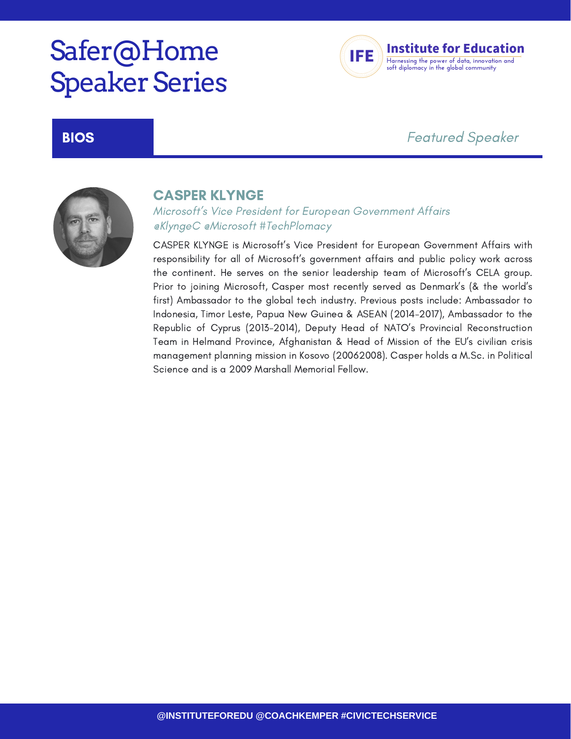# Safer@Home Speaker Series

**Institute for Education**
Harnessing the power of data, innovation and soft diplomacy in the global community

## BIOS

*Featured Speaker*

### CASPER KLYNGE

*Microsoft's Vice President for European Government Affairs*
*@KlyngeC @Microsoft #TechPlomacy*

CASPER KLYNGE is Microsoft's Vice President for European Government Affairs with responsibility for all of Microsoft's government affairs and public policy work across the continent. He serves on the senior leadership team of Microsoft's CELA group. Prior to joining Microsoft, Casper most recently served as Denmark's (& the world's first) Ambassador to the global tech industry. Previous posts include: Ambassador to Indonesia, Timor Leste, Papua New Guinea & ASEAN (2014-2017), Ambassador to the Republic of Cyprus (2013-2014), Deputy Head of NATO's Provincial Reconstruction Team in Helmand Province, Afghanistan & Head of Mission of the EU's civilian crisis management planning mission in Kosovo (20062008). Casper holds a M.Sc. in Political Science and is a 2009 Marshall Memorial Fellow.

@INSTITUTEFOREDU @COACHKEMPER #CIVICTECHSERVICE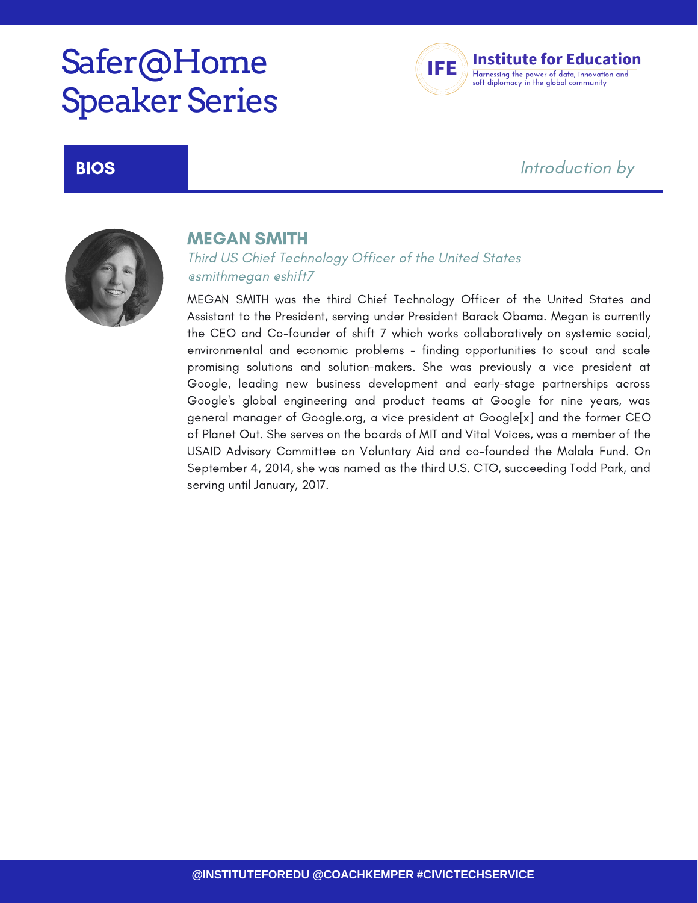# Safer@Home Speaker Series

**Institute for Education**

Harnessing the power of data, innovation and soft diplomacy in the global community

## BIOS

*Introduction by*

### MEGAN SMITH

*Third US Chief Technology Officer of the United States*

*@smithmegan @shift7*

MEGAN SMITH was the third Chief Technology Officer of the United States and Assistant to the President, serving under President Barack Obama. Megan is currently the CEO and Co-founder of shift 7 which works collaboratively on systemic social, environmental and economic problems - finding opportunities to scout and scale promising solutions and solution-makers. She was previously a vice president at Google, leading new business development and early-stage partnerships across Google's global engineering and product teams at Google for nine years, was general manager of Google.org, a vice president at Google[x] and the former CEO of Planet Out. She serves on the boards of MIT and Vital Voices, was a member of the USAID Advisory Committee on Voluntary Aid and co-founded the Malala Fund. On September 4, 2014, she was named as the third U.S. CTO, succeeding Todd Park, and serving until January, 2017.

@INSTITUTEFOREDU @COACHKEMPER #CIVICTECHSERVICE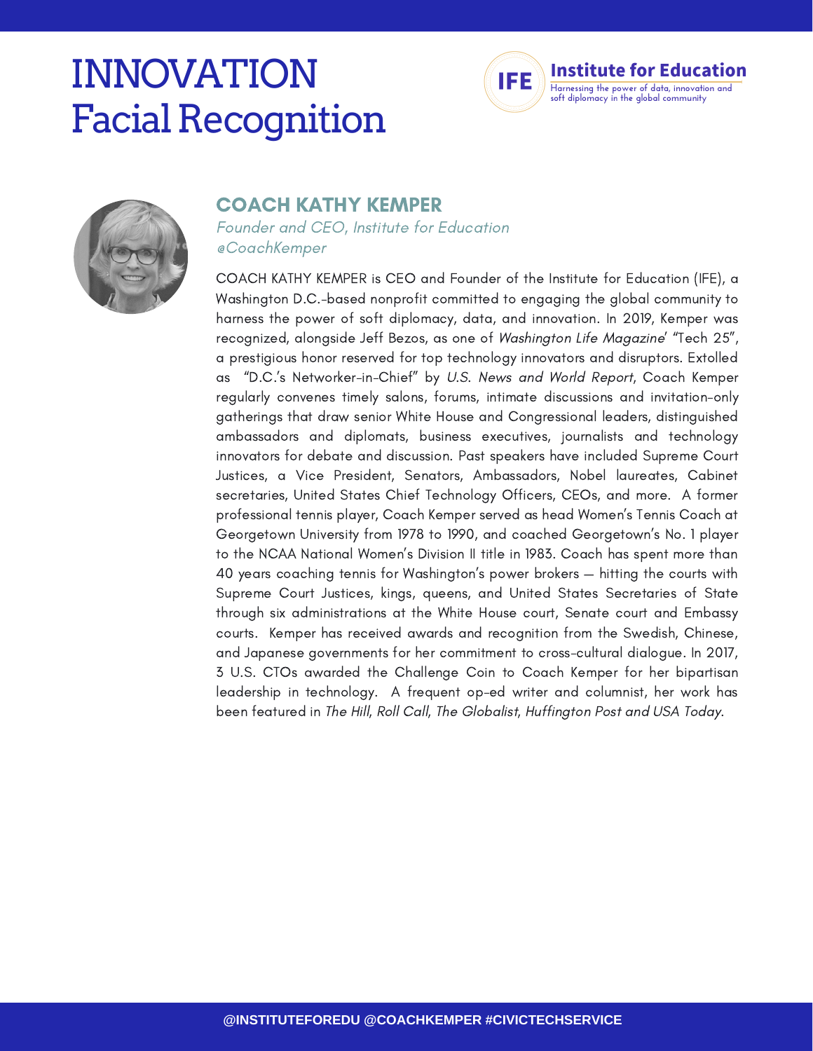# INNOVATION
# Facial Recognition

**Institute for Education**
Harnessing the power of data, innovation and soft diplomacy in the global community

## COACH KATHY KEMPER

*Founder and CEO, Institute for Education*
*@CoachKemper*

COACH KATHY KEMPER is CEO and Founder of the Institute for Education (IFE), a Washington D.C.-based nonprofit committed to engaging the global community to harness the power of soft diplomacy, data, and innovation. In 2019, Kemper was recognized, alongside Jeff Bezos, as one of *Washington Life Magazine*' "Tech 25", a prestigious honor reserved for top technology innovators and disruptors. Extolled as "D.C.'s Networker-in-Chief" by *U.S. News and World Report*, Coach Kemper regularly convenes timely salons, forums, intimate discussions and invitation-only gatherings that draw senior White House and Congressional leaders, distinguished ambassadors and diplomats, business executives, journalists and technology innovators for debate and discussion. Past speakers have included Supreme Court Justices, a Vice President, Senators, Ambassadors, Nobel laureates, Cabinet secretaries, United States Chief Technology Officers, CEOs, and more. A former professional tennis player, Coach Kemper served as head Women's Tennis Coach at Georgetown University from 1978 to 1990, and coached Georgetown's No. 1 player to the NCAA National Women's Division II title in 1983. Coach has spent more than 40 years coaching tennis for Washington's power brokers — hitting the courts with Supreme Court Justices, kings, queens, and United States Secretaries of State through six administrations at the White House court, Senate court and Embassy courts. Kemper has received awards and recognition from the Swedish, Chinese, and Japanese governments for her commitment to cross-cultural dialogue. In 2017, 3 U.S. CTOs awarded the Challenge Coin to Coach Kemper for her bipartisan leadership in technology. A frequent op-ed writer and columnist, her work has been featured in *The Hill*, *Roll Call*, *The Globalist*, *Huffington Post and USA Today*.

@INSTITUTEFOREDU @COACHKEMPER #CIVICTECHSERVICE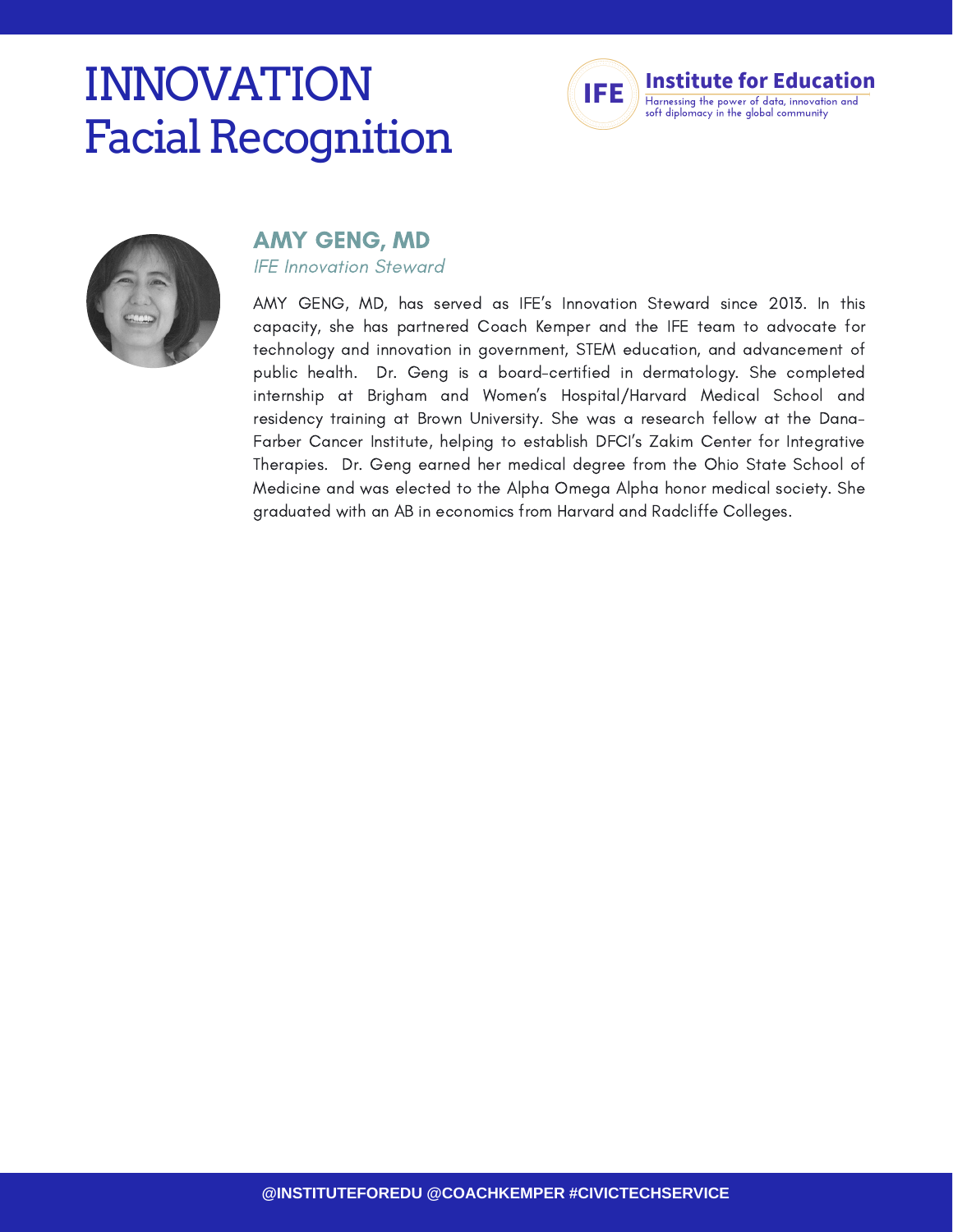# INNOVATION Facial Recognition

**Institute for Education**
Harnessing the power of data, innovation and soft diplomacy in the global community

## AMY GENG, MD

*IFE Innovation Steward*

AMY GENG, MD, has served as IFE's Innovation Steward since 2013. In this capacity, she has partnered Coach Kemper and the IFE team to advocate for technology and innovation in government, STEM education, and advancement of public health. Dr. Geng is a board-certified in dermatology. She completed internship at Brigham and Women's Hospital/Harvard Medical School and residency training at Brown University. She was a research fellow at the Dana-Farber Cancer Institute, helping to establish DFCI's Zakim Center for Integrative Therapies. Dr. Geng earned her medical degree from the Ohio State School of Medicine and was elected to the Alpha Omega Alpha honor medical society. She graduated with an AB in economics from Harvard and Radcliffe Colleges.

@INSTITUTEFOREDU @COACHKEMPER #CIVICTECHSERVICE